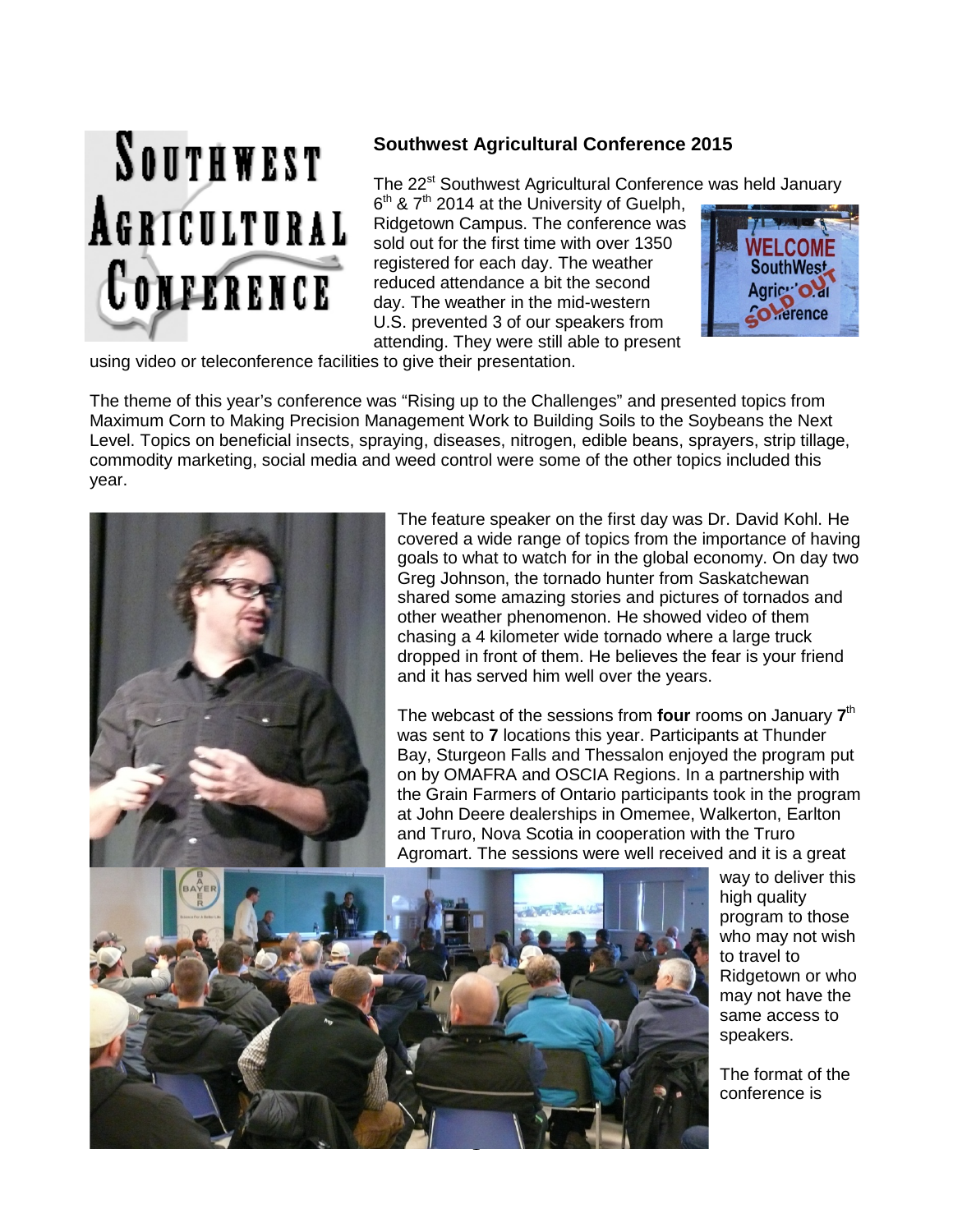# Southwest Agricultural Conference 2015

The 22nd Southwest Agricultural Conference was held January 6th & 7th 2014 at the University of Guelph, Ridgetown Campus. The conference was sold out for the first time with over 1350 registered for each day. The weather reduced attendance a bit the second day. The weather in the mid-western U.S. prevented 3 of our speakers from attending. They were still able to present using video or teleconference facilities to give their presentation.

The theme of this year's conference was "Rising up to the Challenges" and presented topics from Maximum Corn to Making Precision Management Work to Building Soils to the Soybeans the Next Level. Topics on beneficial insects, spraying, diseases, nitrogen, edible beans, sprayers, strip tillage, commodity marketing, social media and weed control were some of the other topics included this year.

The feature speaker on the first day was Dr. David Kohl. He covered a wide range of topics from the importance of having goals to what to watch for in the global economy. On day two Greg Johnson, the tornado hunter from Saskatchewan shared some amazing stories and pictures of tornados and other weather phenomenon. He showed video of them chasing a 4 kilometer wide tornado where a large truck dropped in front of them. He believes the fear is your friend and it has served him well over the years.

The webcast of the sessions from **four** rooms on January **7**th was sent to **7** locations this year. Participants at Thunder Bay, Sturgeon Falls and Thessalon enjoyed the program put on by OMAFRA and OSCIA Regions. In a partnership with the Grain Farmers of Ontario participants took in the program at John Deere dealerships in Omemee, Walkerton, Earlton and Truro, Nova Scotia in cooperation with the Truro Agromart. The sessions were well received and it is a great way to deliver this high quality program to those who may not wish to travel to Ridgetown or who may not have the same access to speakers.

The format of the conference is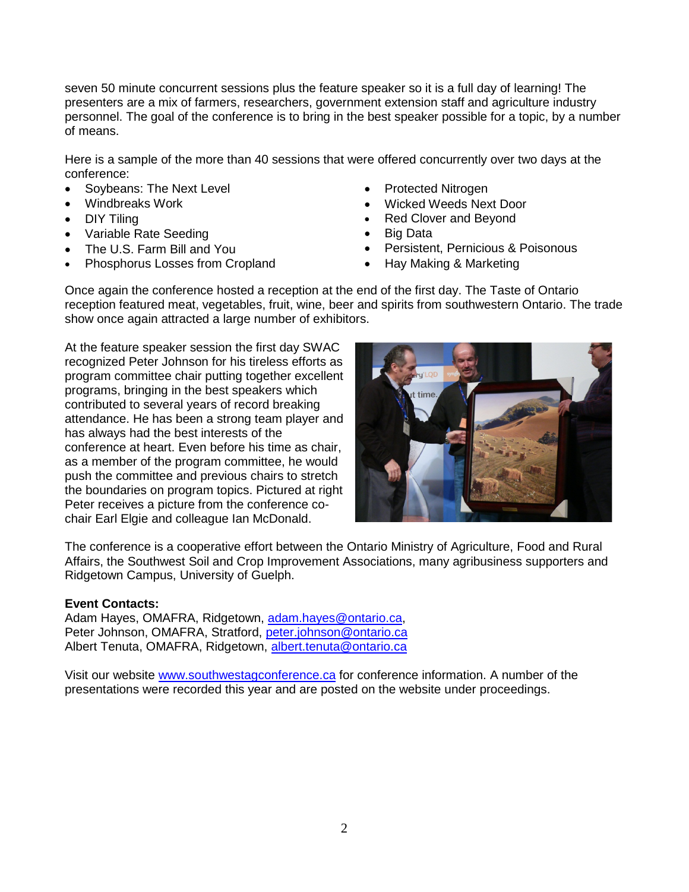seven 50 minute concurrent sessions plus the feature speaker so it is a full day of learning! The presenters are a mix of farmers, researchers, government extension staff and agriculture industry personnel. The goal of the conference is to bring in the best speaker possible for a topic, by a number of means.

Here is a sample of the more than 40 sessions that were offered concurrently over two days at the conference:

- Soybeans: The Next Level
- Windbreaks Work
- DIY Tiling
- Variable Rate Seeding
- The U.S. Farm Bill and You
- Phosphorus Losses from Cropland
- Protected Nitrogen
- Wicked Weeds Next Door
- Red Clover and Beyond
- Big Data
- Persistent, Pernicious & Poisonous
- Hay Making & Marketing

Once again the conference hosted a reception at the end of the first day. The Taste of Ontario reception featured meat, vegetables, fruit, wine, beer and spirits from southwestern Ontario. The trade show once again attracted a large number of exhibitors.

At the feature speaker session the first day SWAC recognized Peter Johnson for his tireless efforts as program committee chair putting together excellent programs, bringing in the best speakers which contributed to several years of record breaking attendance. He has been a strong team player and has always had the best interests of the conference at heart. Even before his time as chair, as a member of the program committee, he would push the committee and previous chairs to stretch the boundaries on program topics. Pictured at right Peter receives a picture from the conference co-chair Earl Elgie and colleague Ian McDonald.

The conference is a cooperative effort between the Ontario Ministry of Agriculture, Food and Rural Affairs, the Southwest Soil and Crop Improvement Associations, many agribusiness supporters and Ridgetown Campus, University of Guelph.

**Event Contacts:**
Adam Hayes, OMAFRA, Ridgetown, adam.hayes@ontario.ca,
Peter Johnson, OMAFRA, Stratford, peter.johnson@ontario.ca
Albert Tenuta, OMAFRA, Ridgetown, albert.tenuta@ontario.ca

Visit our website www.southwestagconference.ca for conference information. A number of the presentations were recorded this year and are posted on the website under proceedings.